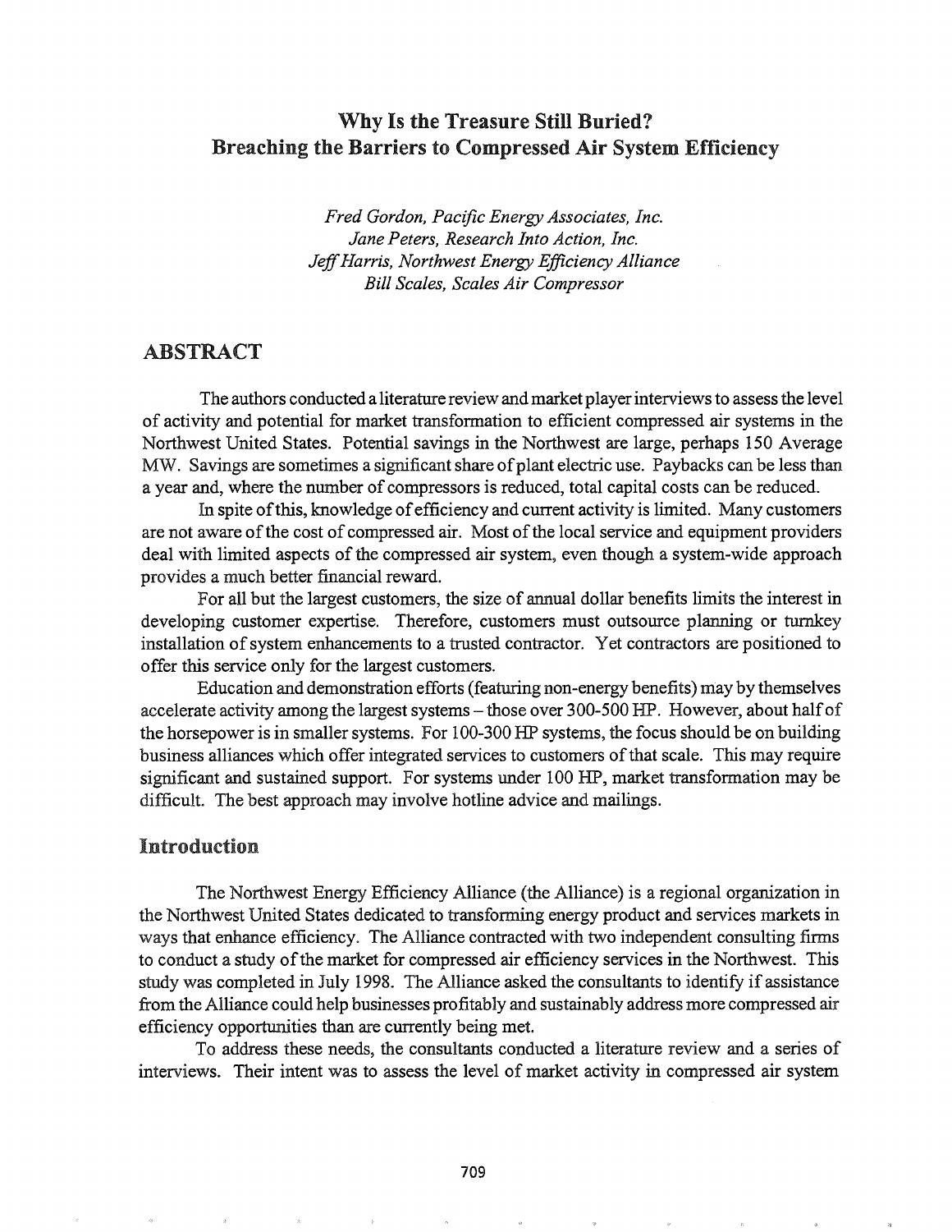# Why Is the Treasure Still Buried? Breaching the Barriers to Compressed Air System Efficiency

*Fred Gordon, Pacific Energy Associates, Inc.*
*Jane Peters, Research Into Action, Inc.*
*Jeff Harris, Northwest Energy Efficiency Alliance*
*Bill Scales, Scales Air Compressor*

## ABSTRACT

The authors conducted a literature review and market player interviews to assess the level of activity and potential for market transformation to efficient compressed air systems in the Northwest United States. Potential savings in the Northwest are large, perhaps 150 Average MW. Savings are sometimes a significant share of plant electric use. Paybacks can be less than a year and, where the number of compressors is reduced, total capital costs can be reduced.

In spite of this, knowledge of efficiency and current activity is limited. Many customers are not aware of the cost of compressed air. Most of the local service and equipment providers deal with limited aspects of the compressed air system, even though a system-wide approach provides a much better financial reward.

For all but the largest customers, the size of annual dollar benefits limits the interest in developing customer expertise. Therefore, customers must outsource planning or turnkey installation of system enhancements to a trusted contractor. Yet contractors are positioned to offer this service only for the largest customers.

Education and demonstration efforts (featuring non-energy benefits) may by themselves accelerate activity among the largest systems – those over 300-500 HP. However, about half of the horsepower is in smaller systems. For 100-300 HP systems, the focus should be on building business alliances which offer integrated services to customers of that scale. This may require significant and sustained support. For systems under 100 HP, market transformation may be difficult. The best approach may involve hotline advice and mailings.

## Introduction

The Northwest Energy Efficiency Alliance (the Alliance) is a regional organization in the Northwest United States dedicated to transforming energy product and services markets in ways that enhance efficiency. The Alliance contracted with two independent consulting firms to conduct a study of the market for compressed air efficiency services in the Northwest. This study was completed in July 1998. The Alliance asked the consultants to identify if assistance from the Alliance could help businesses profitably and sustainably address more compressed air efficiency opportunities than are currently being met.

To address these needs, the consultants conducted a literature review and a series of interviews. Their intent was to assess the level of market activity in compressed air system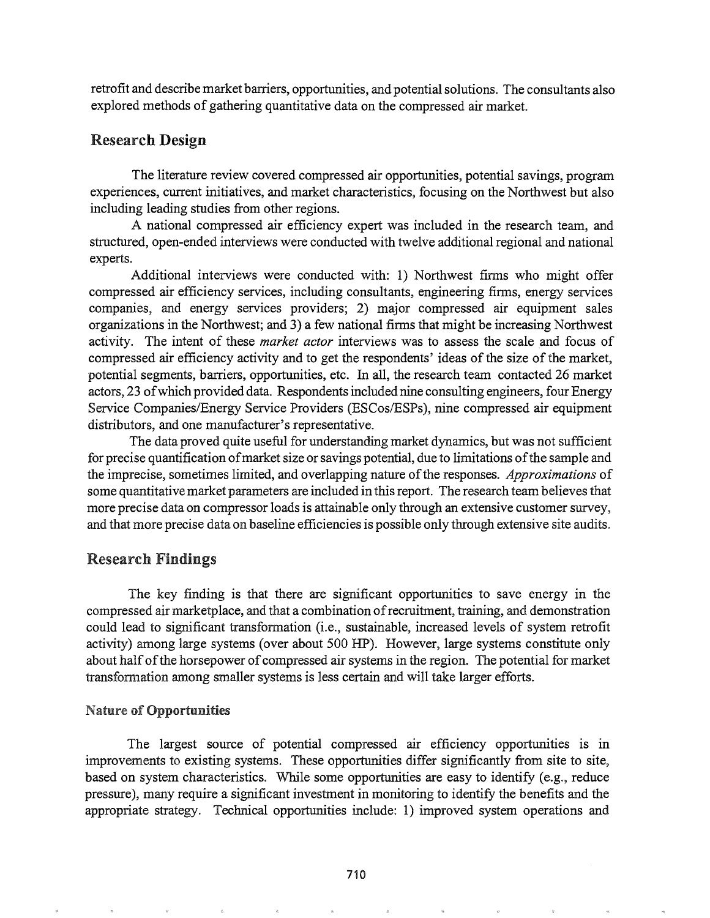retrofit and describe market barriers, opportunities, and potential solutions. The consultants also explored methods of gathering quantitative data on the compressed air market.

## Research Design

The literature review covered compressed air opportunities, potential savings, program experiences, current initiatives, and market characteristics, focusing on the Northwest but also including leading studies from other regions.

A national compressed air efficiency expert was included in the research team, and structured, open-ended interviews were conducted with twelve additional regional and national experts.

Additional interviews were conducted with: 1) Northwest firms who might offer compressed air efficiency services, including consultants, engineering firms, energy services companies, and energy services providers; 2) major compressed air equipment sales organizations in the Northwest; and 3) a few national firms that might be increasing Northwest activity. The intent of these *market actor* interviews was to assess the scale and focus of compressed air efficiency activity and to get the respondents' ideas of the size of the market, potential segments, barriers, opportunities, etc. In all, the research team contacted 26 market actors, 23 of which provided data. Respondents included nine consulting engineers, four Energy Service Companies/Energy Service Providers (ESCos/ESPs), nine compressed air equipment distributors, and one manufacturer's representative.

The data proved quite useful for understanding market dynamics, but was not sufficient for precise quantification of market size or savings potential, due to limitations of the sample and the imprecise, sometimes limited, and overlapping nature of the responses. *Approximations* of some quantitative market parameters are included in this report. The research team believes that more precise data on compressor loads is attainable only through an extensive customer survey, and that more precise data on baseline efficiencies is possible only through extensive site audits.

## Research Findings

The key finding is that there are significant opportunities to save energy in the compressed air marketplace, and that a combination of recruitment, training, and demonstration could lead to significant transformation (i.e., sustainable, increased levels of system retrofit activity) among large systems (over about 500 HP). However, large systems constitute only about half of the horsepower of compressed air systems in the region. The potential for market transformation among smaller systems is less certain and will take larger efforts.

### Nature of Opportunities

The largest source of potential compressed air efficiency opportunities is in improvements to existing systems. These opportunities differ significantly from site to site, based on system characteristics. While some opportunities are easy to identify (e.g., reduce pressure), many require a significant investment in monitoring to identify the benefits and the appropriate strategy. Technical opportunities include: 1) improved system operations and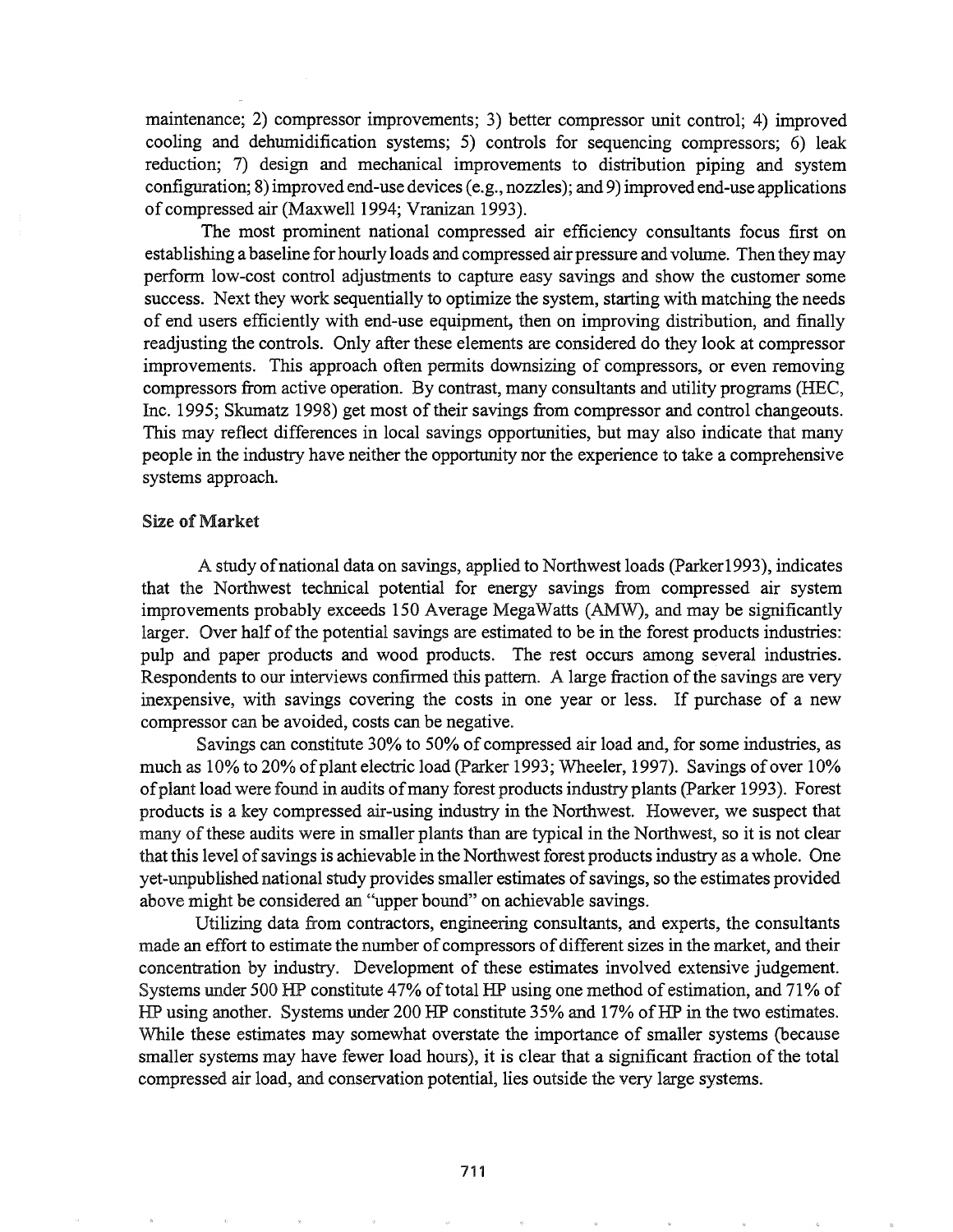maintenance; 2) compressor improvements; 3) better compressor unit control; 4) improved cooling and dehumidification systems; 5) controls for sequencing compressors; 6) leak reduction; 7) design and mechanical improvements to distribution piping and system configuration; 8) improved end-use devices (e.g., nozzles); and 9) improved end-use applications of compressed air (Maxwell 1994; Vranizan 1993).

The most prominent national compressed air efficiency consultants focus first on establishing a baseline for hourly loads and compressed air pressure and volume. Then they may perform low-cost control adjustments to capture easy savings and show the customer some success. Next they work sequentially to optimize the system, starting with matching the needs of end users efficiently with end-use equipment, then on improving distribution, and finally readjusting the controls. Only after these elements are considered do they look at compressor improvements. This approach often permits downsizing of compressors, or even removing compressors from active operation. By contrast, many consultants and utility programs (HEC, Inc. 1995; Skumatz 1998) get most of their savings from compressor and control changeouts. This may reflect differences in local savings opportunities, but may also indicate that many people in the industry have neither the opportunity nor the experience to take a comprehensive systems approach.

### Size of Market

A study of national data on savings, applied to Northwest loads (Parker1993), indicates that the Northwest technical potential for energy savings from compressed air system improvements probably exceeds 150 Average MegaWatts (AMW), and may be significantly larger. Over half of the potential savings are estimated to be in the forest products industries: pulp and paper products and wood products. The rest occurs among several industries. Respondents to our interviews confirmed this pattern. A large fraction of the savings are very inexpensive, with savings covering the costs in one year or less. If purchase of a new compressor can be avoided, costs can be negative.

Savings can constitute 30% to 50% of compressed air load and, for some industries, as much as 10% to 20% of plant electric load (Parker 1993; Wheeler, 1997). Savings of over 10% of plant load were found in audits of many forest products industry plants (Parker 1993). Forest products is a key compressed air-using industry in the Northwest. However, we suspect that many of these audits were in smaller plants than are typical in the Northwest, so it is not clear that this level of savings is achievable in the Northwest forest products industry as a whole. One yet-unpublished national study provides smaller estimates of savings, so the estimates provided above might be considered an "upper bound" on achievable savings.

Utilizing data from contractors, engineering consultants, and experts, the consultants made an effort to estimate the number of compressors of different sizes in the market, and their concentration by industry. Development of these estimates involved extensive judgement. Systems under 500 HP constitute 47% of total HP using one method of estimation, and 71% of HP using another. Systems under 200 HP constitute 35% and 17% of HP in the two estimates. While these estimates may somewhat overstate the importance of smaller systems (because smaller systems may have fewer load hours), it is clear that a significant fraction of the total compressed air load, and conservation potential, lies outside the very large systems.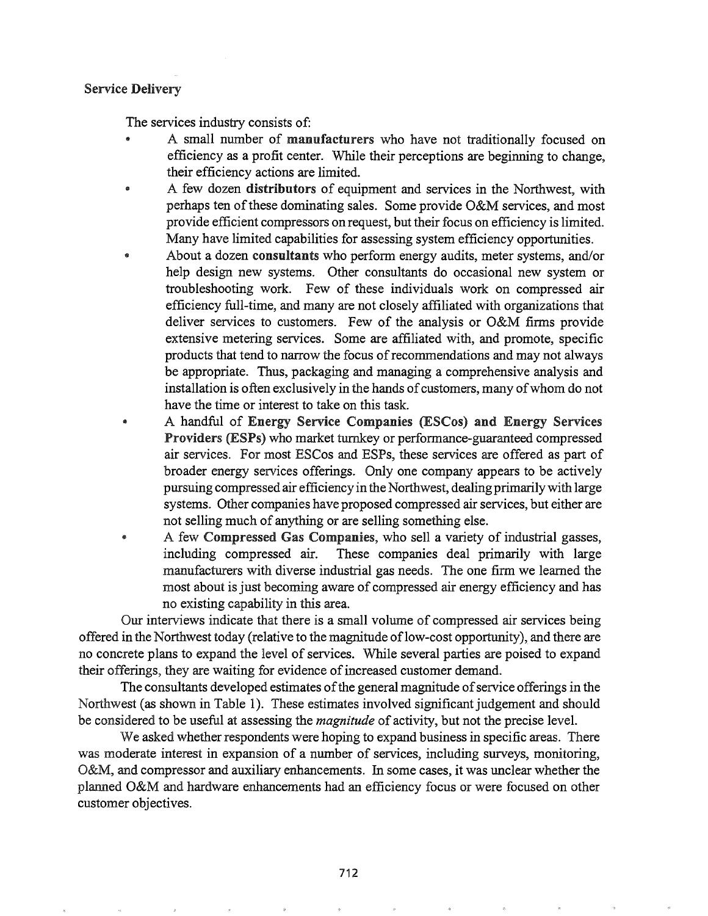## Service Delivery

The services industry consists of:

- A small number of **manufacturers** who have not traditionally focused on efficiency as a profit center. While their perceptions are beginning to change, their efficiency actions are limited.
- A few dozen **distributors** of equipment and services in the Northwest, with perhaps ten of these dominating sales. Some provide O&M services, and most provide efficient compressors on request, but their focus on efficiency is limited. Many have limited capabilities for assessing system efficiency opportunities.
- About a dozen **consultants** who perform energy audits, meter systems, and/or help design new systems. Other consultants do occasional new system or troubleshooting work. Few of these individuals work on compressed air efficiency full-time, and many are not closely affiliated with organizations that deliver services to customers. Few of the analysis or O&M firms provide extensive metering services. Some are affiliated with, and promote, specific products that tend to narrow the focus of recommendations and may not always be appropriate. Thus, packaging and managing a comprehensive analysis and installation is often exclusively in the hands of customers, many of whom do not have the time or interest to take on this task.
- A handful of **Energy Service Companies (ESCos) and Energy Services Providers (ESPs)** who market turnkey or performance-guaranteed compressed air services. For most ESCos and ESPs, these services are offered as part of broader energy services offerings. Only one company appears to be actively pursuing compressed air efficiency in the Northwest, dealing primarily with large systems. Other companies have proposed compressed air services, but either are not selling much of anything or are selling something else.
- A few **Compressed Gas Companies**, who sell a variety of industrial gasses, including compressed air. These companies deal primarily with large manufacturers with diverse industrial gas needs. The one firm we learned the most about is just becoming aware of compressed air energy efficiency and has no existing capability in this area.

Our interviews indicate that there is a small volume of compressed air services being offered in the Northwest today (relative to the magnitude of low-cost opportunity), and there are no concrete plans to expand the level of services. While several parties are poised to expand their offerings, they are waiting for evidence of increased customer demand.

The consultants developed estimates of the general magnitude of service offerings in the Northwest (as shown in Table 1). These estimates involved significant judgement and should be considered to be useful at assessing the *magnitude* of activity, but not the precise level.

We asked whether respondents were hoping to expand business in specific areas. There was moderate interest in expansion of a number of services, including surveys, monitoring, O&M, and compressor and auxiliary enhancements. In some cases, it was unclear whether the planned O&M and hardware enhancements had an efficiency focus or were focused on other customer objectives.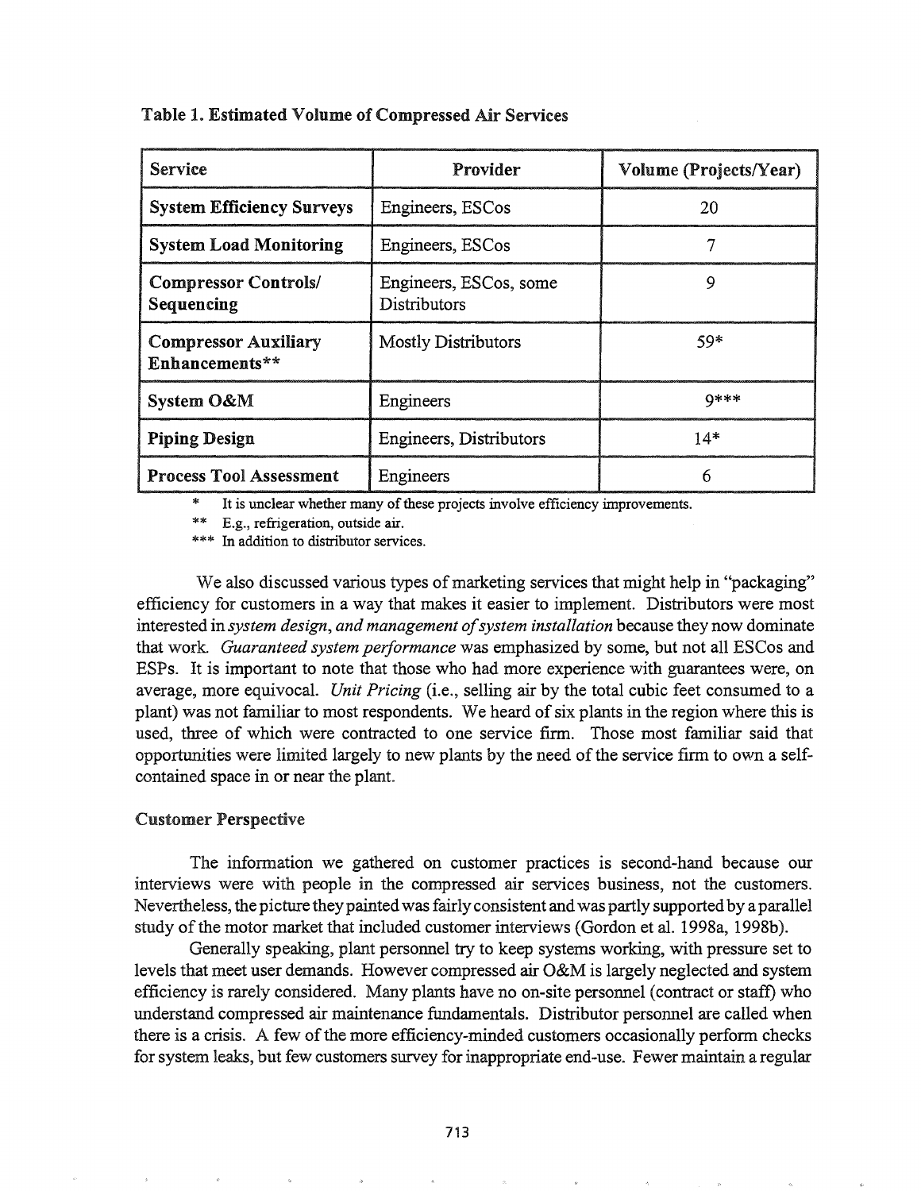**Table 1. Estimated Volume of Compressed Air Services**

| Service | Provider | Volume (Projects/Year) |
|---|---|---|
| **System Efficiency Surveys** | Engineers, ESCos | 20 |
| **System Load Monitoring** | Engineers, ESCos | 7 |
| **Compressor Controls/ Sequencing** | Engineers, ESCos, some Distributors | 9 |
| **Compressor Auxiliary Enhancements**** | Mostly Distributors | 59* |
| **System O&M** | Engineers | 9*** |
| **Piping Design** | Engineers, Distributors | 14* |
| **Process Tool Assessment** | Engineers | 6 |

\* It is unclear whether many of these projects involve efficiency improvements.

** E.g., refrigeration, outside air.

*** In addition to distributor services.

We also discussed various types of marketing services that might help in "packaging" efficiency for customers in a way that makes it easier to implement. Distributors were most interested in *system design, and management of system installation* because they now dominate that work. *Guaranteed system performance* was emphasized by some, but not all ESCos and ESPs. It is important to note that those who had more experience with guarantees were, on average, more equivocal. *Unit Pricing* (i.e., selling air by the total cubic feet consumed to a plant) was not familiar to most respondents. We heard of six plants in the region where this is used, three of which were contracted to one service firm. Those most familiar said that opportunities were limited largely to new plants by the need of the service firm to own a self-contained space in or near the plant.

### Customer Perspective

The information we gathered on customer practices is second-hand because our interviews were with people in the compressed air services business, not the customers. Nevertheless, the picture they painted was fairly consistent and was partly supported by a parallel study of the motor market that included customer interviews (Gordon et al. 1998a, 1998b).

Generally speaking, plant personnel try to keep systems working, with pressure set to levels that meet user demands. However compressed air O&M is largely neglected and system efficiency is rarely considered. Many plants have no on-site personnel (contract or staff) who understand compressed air maintenance fundamentals. Distributor personnel are called when there is a crisis. A few of the more efficiency-minded customers occasionally perform checks for system leaks, but few customers survey for inappropriate end-use. Fewer maintain a regular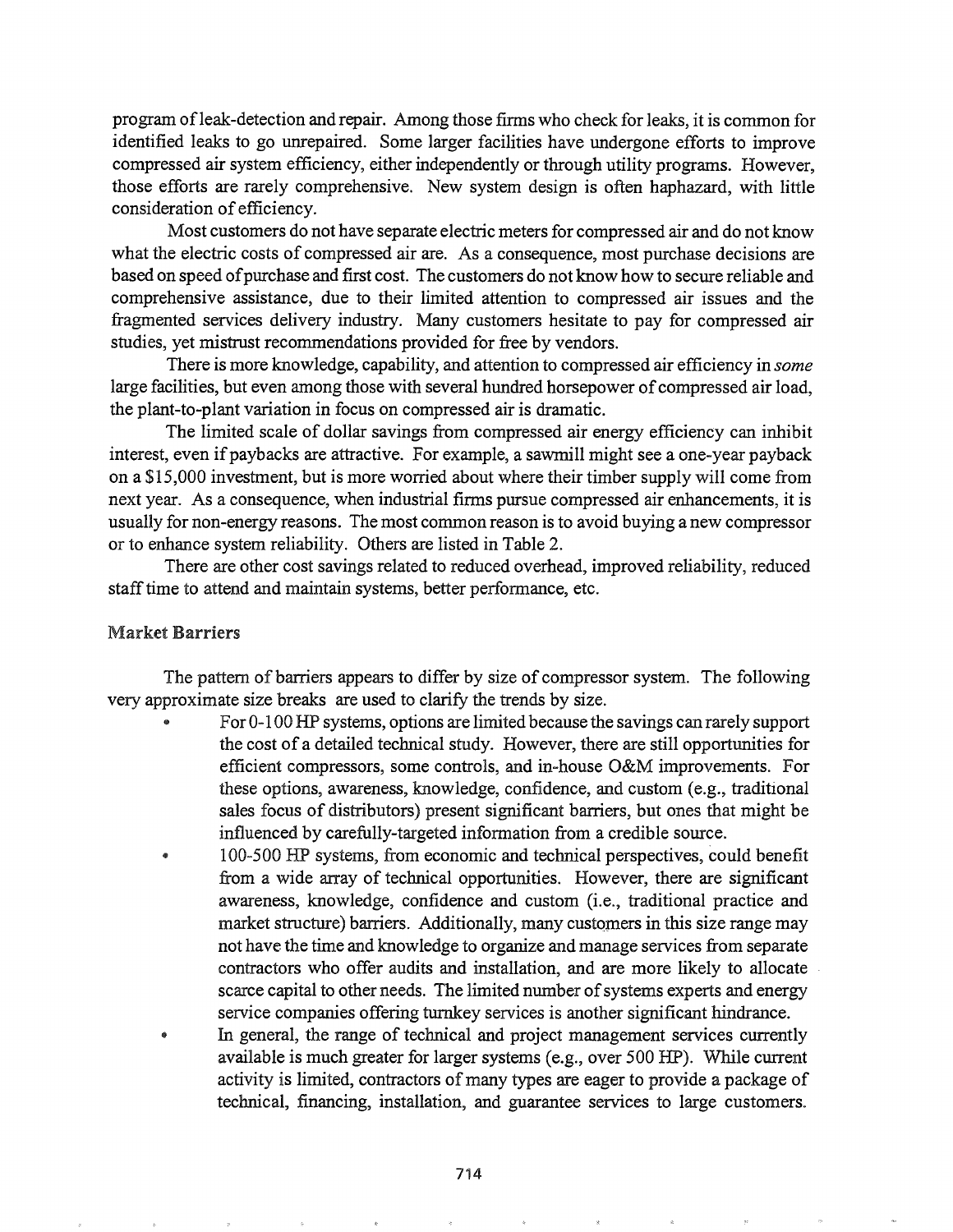program of leak-detection and repair. Among those firms who check for leaks, it is common for identified leaks to go unrepaired. Some larger facilities have undergone efforts to improve compressed air system efficiency, either independently or through utility programs. However, those efforts are rarely comprehensive. New system design is often haphazard, with little consideration of efficiency.

Most customers do not have separate electric meters for compressed air and do not know what the electric costs of compressed air are. As a consequence, most purchase decisions are based on speed of purchase and first cost. The customers do not know how to secure reliable and comprehensive assistance, due to their limited attention to compressed air issues and the fragmented services delivery industry. Many customers hesitate to pay for compressed air studies, yet mistrust recommendations provided for free by vendors.

There is more knowledge, capability, and attention to compressed air efficiency in *some* large facilities, but even among those with several hundred horsepower of compressed air load, the plant-to-plant variation in focus on compressed air is dramatic.

The limited scale of dollar savings from compressed air energy efficiency can inhibit interest, even if paybacks are attractive. For example, a sawmill might see a one-year payback on a $15,000 investment, but is more worried about where their timber supply will come from next year. As a consequence, when industrial firms pursue compressed air enhancements, it is usually for non-energy reasons. The most common reason is to avoid buying a new compressor or to enhance system reliability. Others are listed in Table 2.

There are other cost savings related to reduced overhead, improved reliability, reduced staff time to attend and maintain systems, better performance, etc.

## Market Barriers

The pattern of barriers appears to differ by size of compressor system. The following very approximate size breaks are used to clarify the trends by size.

- For 0-100 HP systems, options are limited because the savings can rarely support the cost of a detailed technical study. However, there are still opportunities for efficient compressors, some controls, and in-house O&M improvements. For these options, awareness, knowledge, confidence, and custom (e.g., traditional sales focus of distributors) present significant barriers, but ones that might be influenced by carefully-targeted information from a credible source.
- 100-500 HP systems, from economic and technical perspectives, could benefit from a wide array of technical opportunities. However, there are significant awareness, knowledge, confidence and custom (i.e., traditional practice and market structure) barriers. Additionally, many customers in this size range may not have the time and knowledge to organize and manage services from separate contractors who offer audits and installation, and are more likely to allocate scarce capital to other needs. The limited number of systems experts and energy service companies offering turnkey services is another significant hindrance.
- In general, the range of technical and project management services currently available is much greater for larger systems (e.g., over 500 HP). While current activity is limited, contractors of many types are eager to provide a package of technical, financing, installation, and guarantee services to large customers.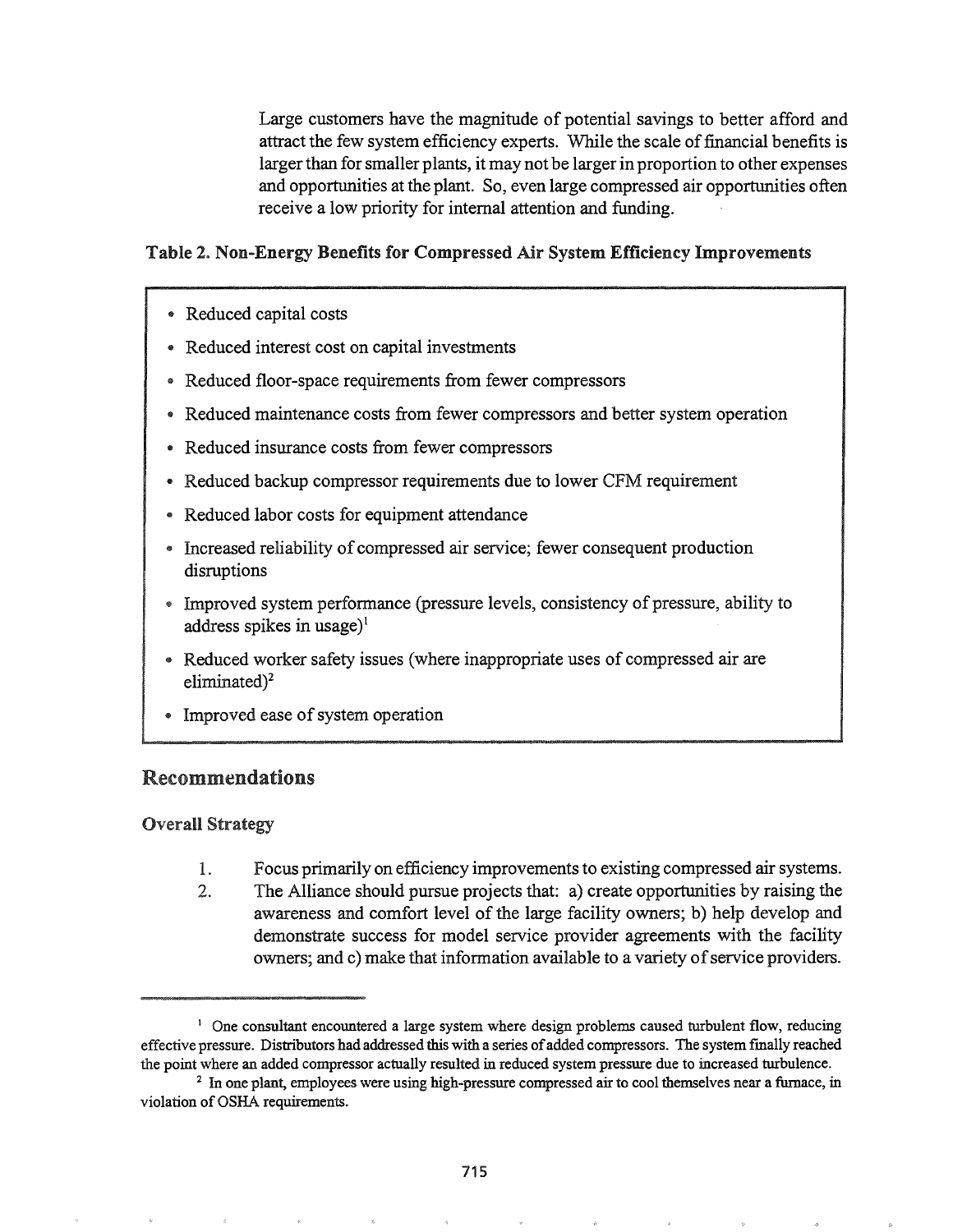Large customers have the magnitude of potential savings to better afford and attract the few system efficiency experts. While the scale of financial benefits is larger than for smaller plants, it may not be larger in proportion to other expenses and opportunities at the plant. So, even large compressed air opportunities often receive a low priority for internal attention and funding.

**Table 2. Non-Energy Benefits for Compressed Air System Efficiency Improvements**

- Reduced capital costs
- Reduced interest cost on capital investments
- Reduced floor-space requirements from fewer compressors
- Reduced maintenance costs from fewer compressors and better system operation
- Reduced insurance costs from fewer compressors
- Reduced backup compressor requirements due to lower CFM requirement
- Reduced labor costs for equipment attendance
- Increased reliability of compressed air service; fewer consequent production disruptions
- Improved system performance (pressure levels, consistency of pressure, ability to address spikes in usage)[1]
- Reduced worker safety issues (where inappropriate uses of compressed air are eliminated)[2]
- Improved ease of system operation

## Recommendations

### Overall Strategy

1. Focus primarily on efficiency improvements to existing compressed air systems.
2. The Alliance should pursue projects that: a) create opportunities by raising the awareness and comfort level of the large facility owners; b) help develop and demonstrate success for model service provider agreements with the facility owners; and c) make that information available to a variety of service providers.

---

[1] One consultant encountered a large system where design problems caused turbulent flow, reducing effective pressure. Distributors had addressed this with a series of added compressors. The system finally reached the point where an added compressor actually resulted in reduced system pressure due to increased turbulence.

[2] In one plant, employees were using high-pressure compressed air to cool themselves near a furnace, in violation of OSHA requirements.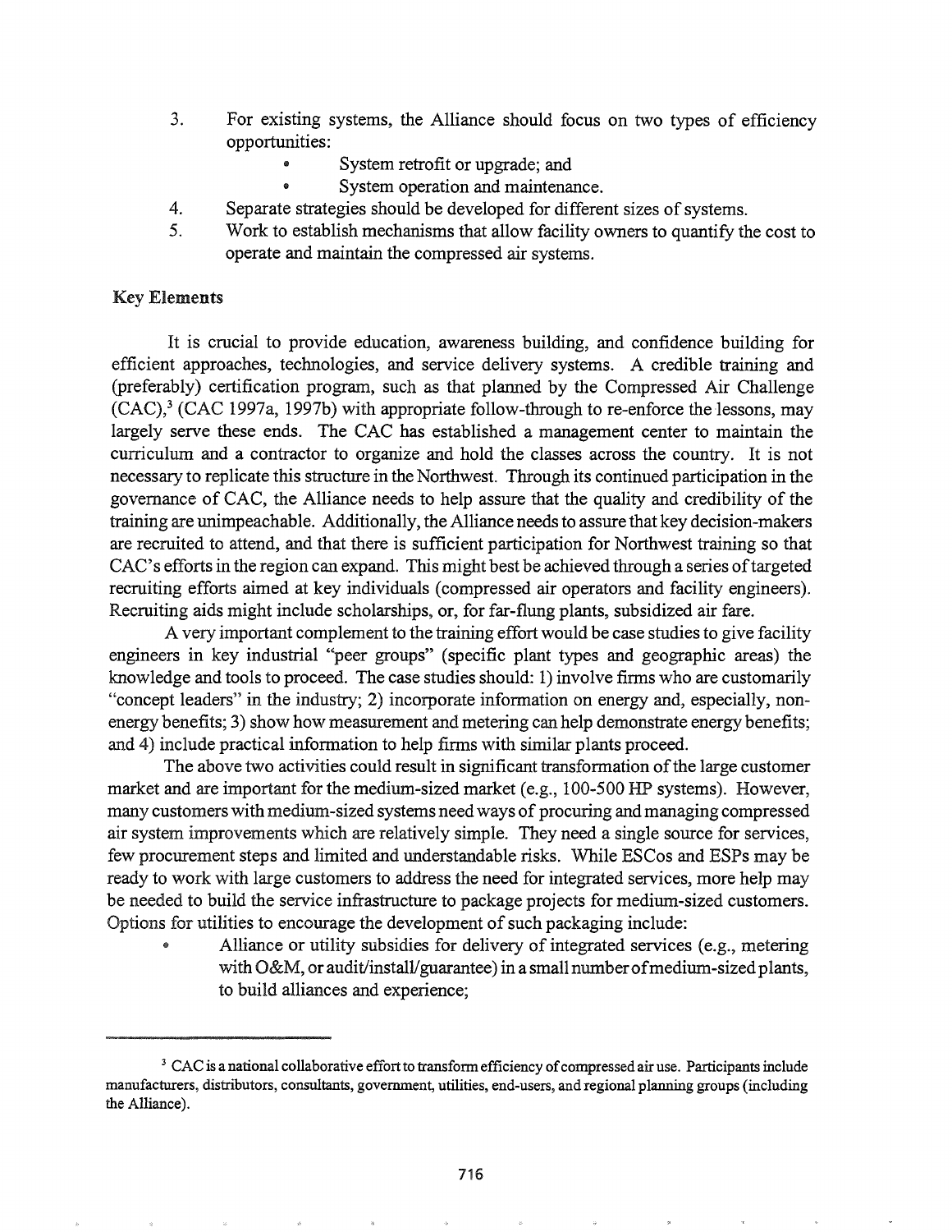3. For existing systems, the Alliance should focus on two types of efficiency opportunities:
   - System retrofit or upgrade; and
   - System operation and maintenance.
4. Separate strategies should be developed for different sizes of systems.
5. Work to establish mechanisms that allow facility owners to quantify the cost to operate and maintain the compressed air systems.

### Key Elements

It is crucial to provide education, awareness building, and confidence building for efficient approaches, technologies, and service delivery systems. A credible training and (preferably) certification program, such as that planned by the Compressed Air Challenge (CAC),[3] (CAC 1997a, 1997b) with appropriate follow-through to re-enforce the lessons, may largely serve these ends. The CAC has established a management center to maintain the curriculum and a contractor to organize and hold the classes across the country. It is not necessary to replicate this structure in the Northwest. Through its continued participation in the governance of CAC, the Alliance needs to help assure that the quality and credibility of the training are unimpeachable. Additionally, the Alliance needs to assure that key decision-makers are recruited to attend, and that there is sufficient participation for Northwest training so that CAC's efforts in the region can expand. This might best be achieved through a series of targeted recruiting efforts aimed at key individuals (compressed air operators and facility engineers). Recruiting aids might include scholarships, or, for far-flung plants, subsidized air fare.

A very important complement to the training effort would be case studies to give facility engineers in key industrial "peer groups" (specific plant types and geographic areas) the knowledge and tools to proceed. The case studies should: 1) involve firms who are customarily "concept leaders" in the industry; 2) incorporate information on energy and, especially, non-energy benefits; 3) show how measurement and metering can help demonstrate energy benefits; and 4) include practical information to help firms with similar plants proceed.

The above two activities could result in significant transformation of the large customer market and are important for the medium-sized market (e.g., 100-500 HP systems). However, many customers with medium-sized systems need ways of procuring and managing compressed air system improvements which are relatively simple. They need a single source for services, few procurement steps and limited and understandable risks. While ESCos and ESPs may be ready to work with large customers to address the need for integrated services, more help may be needed to build the service infrastructure to package projects for medium-sized customers. Options for utilities to encourage the development of such packaging include:

- Alliance or utility subsidies for delivery of integrated services (e.g., metering with O&M, or audit/install/guarantee) in a small number of medium-sized plants, to build alliances and experience;

[3] CAC is a national collaborative effort to transform efficiency of compressed air use. Participants include manufacturers, distributors, consultants, government, utilities, end-users, and regional planning groups (including the Alliance).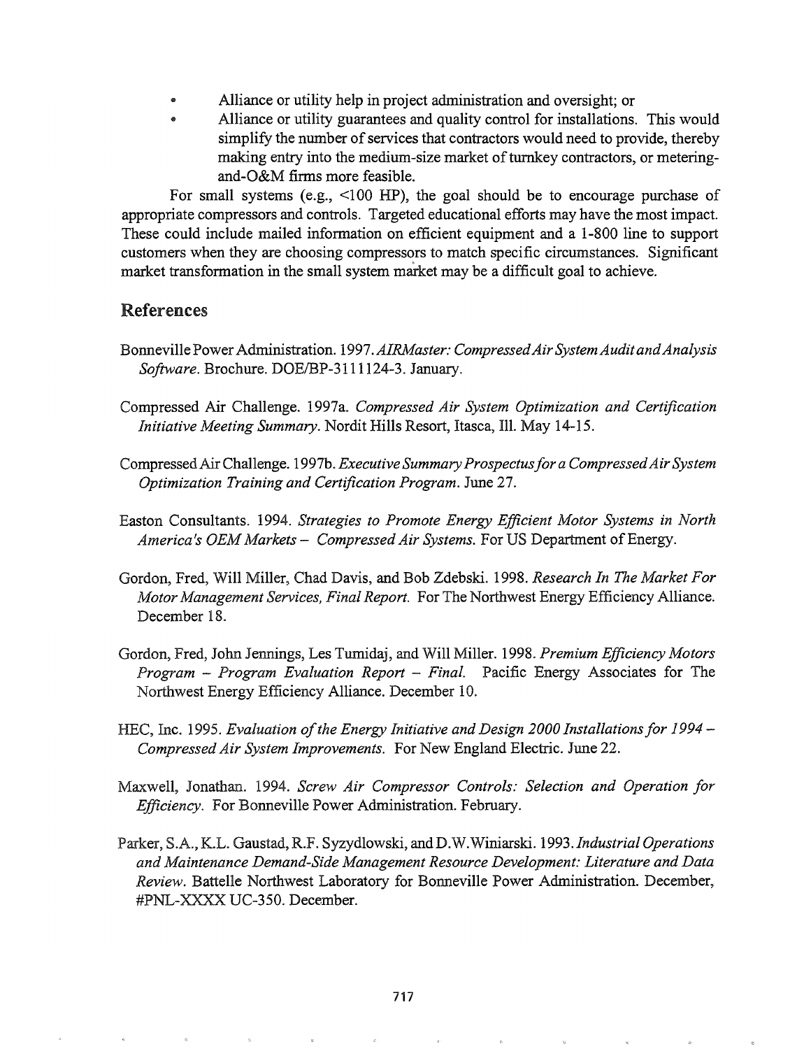- Alliance or utility help in project administration and oversight; or
- Alliance or utility guarantees and quality control for installations. This would simplify the number of services that contractors would need to provide, thereby making entry into the medium-size market of turnkey contractors, or metering-and-O&M firms more feasible.

For small systems (e.g., <100 HP), the goal should be to encourage purchase of appropriate compressors and controls. Targeted educational efforts may have the most impact. These could include mailed information on efficient equipment and a 1-800 line to support customers when they are choosing compressors to match specific circumstances. Significant market transformation in the small system market may be a difficult goal to achieve.

## References

Bonneville Power Administration. 1997. *AIRMaster: Compressed Air System Audit and Analysis Software*. Brochure. DOE/BP-3111124-3. January.

Compressed Air Challenge. 1997a. *Compressed Air System Optimization and Certification Initiative Meeting Summary*. Nordit Hills Resort, Itasca, Ill. May 14-15.

Compressed Air Challenge. 1997b. *Executive Summary Prospectus for a Compressed Air System Optimization Training and Certification Program*. June 27.

Easton Consultants. 1994. *Strategies to Promote Energy Efficient Motor Systems in North America's OEM Markets – Compressed Air Systems*. For US Department of Energy.

Gordon, Fred, Will Miller, Chad Davis, and Bob Zdebski. 1998. *Research In The Market For Motor Management Services, Final Report*. For The Northwest Energy Efficiency Alliance. December 18.

Gordon, Fred, John Jennings, Les Tumidaj, and Will Miller. 1998. *Premium Efficiency Motors Program – Program Evaluation Report – Final*. Pacific Energy Associates for The Northwest Energy Efficiency Alliance. December 10.

HEC, Inc. 1995. *Evaluation of the Energy Initiative and Design 2000 Installations for 1994 – Compressed Air System Improvements*. For New England Electric. June 22.

Maxwell, Jonathan. 1994. *Screw Air Compressor Controls: Selection and Operation for Efficiency*. For Bonneville Power Administration. February.

Parker, S.A., K.L. Gaustad, R.F. Syzydlowski, and D.W.Winiarski. 1993. *Industrial Operations and Maintenance Demand-Side Management Resource Development: Literature and Data Review*. Battelle Northwest Laboratory for Bonneville Power Administration. December, #PNL-XXXX UC-350. December.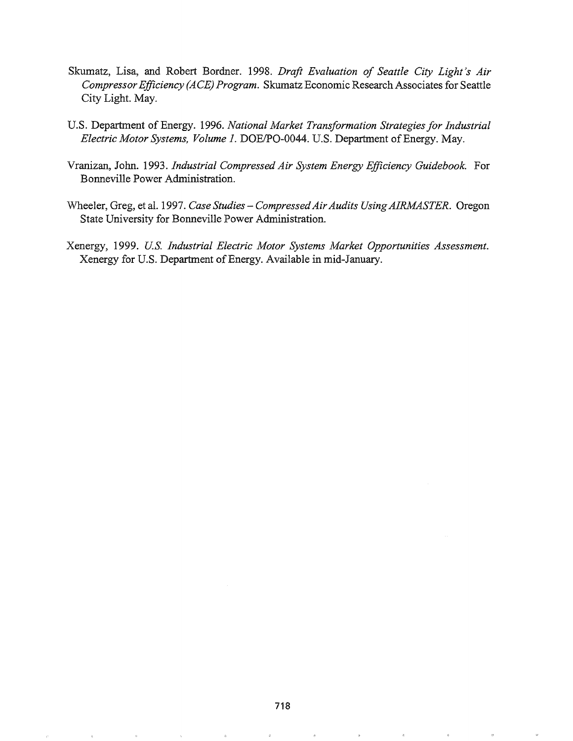Skumatz, Lisa, and Robert Bordner. 1998. *Draft Evaluation of Seattle City Light's Air Compressor Efficiency (ACE) Program.* Skumatz Economic Research Associates for Seattle City Light. May.

U.S. Department of Energy. 1996. *National Market Transformation Strategies for Industrial Electric Motor Systems, Volume 1.* DOE/PO-0044. U.S. Department of Energy. May.

Vranizan, John. 1993. *Industrial Compressed Air System Energy Efficiency Guidebook.* For Bonneville Power Administration.

Wheeler, Greg, et al. 1997. *Case Studies – Compressed Air Audits Using AIRMASTER.* Oregon State University for Bonneville Power Administration.

Xenergy, 1999. *U.S. Industrial Electric Motor Systems Market Opportunities Assessment.* Xenergy for U.S. Department of Energy. Available in mid-January.